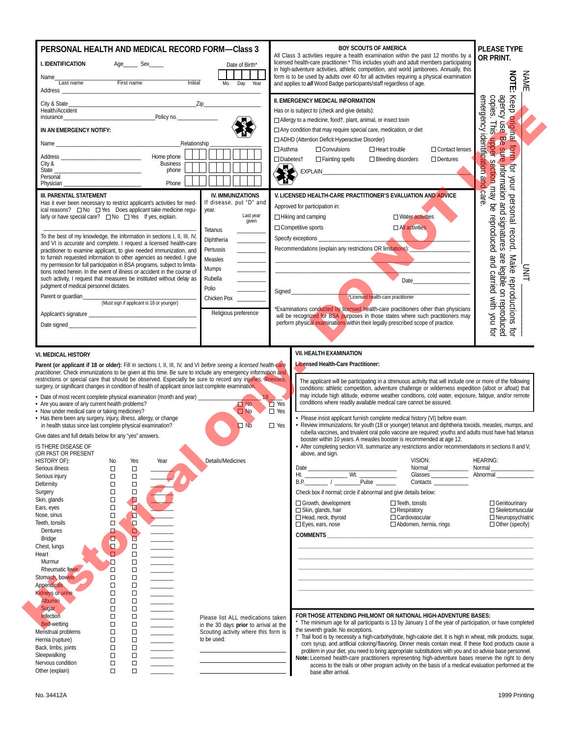# PERSONAL HEALTH AND MEDICAL RECORD FORM—Class 3

## BOY SCOUTS OF AMERICA

All Class 3 activities require a health examination within the past 12 months by a licensed health-care practitioner.* This includes youth and adult members participating in high-adventure activities, athletic competition, and world jamborees. Annually, this form is to be used by adults over 40 for all activities requiring a physical examination and applies to *all* Wood Badge participants/staff regardless of age.

**PLEASE TYPE OR PRINT.**

NAME ____________

UNIT ____________

**NOTE:** Keep original form for your personal record. Make reproductions for agency use. Be sure information and signatures are legible on reproduced copies. This upper section may be reproduced and carried with you for emergency identification and care.

### I. IDENTIFICATION

Age_____ Sex_____ Date of Birth* Mo. Day Year

Name ______________________________________________
Last name First name Initial

Address ______________________________________________

City & State ______________________________ Zip ______________

Health/Accident insurance ______________________ Policy no. ______________

**IN AN EMERGENCY NOTIFY:**

Name ______________________________ Relationship ______________

Address ______________________ Home phone ______________

City & State ______________________ Business phone ______________

Personal Physician ______________________ Phone ______________

### II. EMERGENCY MEDICAL INFORMATION

Has or is subject to (check and give details):

- ☐ Allergy to a medicine, food†, plant, animal, or insect toxin
- ☐ Any condition that may require special care, medication, or diet
- ☐ ADHD (Attention Deficit Hyperactive Disorder)
- ☐ Asthma ☐ Convulsions ☐ Heart trouble ☐ Contact lenses
- ☐ Diabetes† ☐ Fainting spells ☐ Bleeding disorders ☐ Dentures

EXPLAIN______________________________________________

### III. PARENTAL STATEMENT

Has it ever been necessary to restrict applicant's activities for medical reasons? ☐ No ☐ Yes Does applicant take medicine regularly or have special care? ☐ No ☐ Yes If yes, explain.

______________________________________________

To the best of my knowledge, the information in sections I, II, III, IV, and VI is accurate and complete. I request a licensed health-care practitioner to examine applicant, to give needed immunization, and to furnish requested information to other agencies as needed. I give my permission for full participation in BSA programs, subject to limitations noted herein. In the event of illness or accident in the course of such activity, I request that measures be instituted without delay as judgment of medical personnel dictates.

Parent or guardian ______________________________
(Must sign if applicant is 18 or younger)

Applicant's signature ______________________________

Date signed ______________________________

### IV. IMMUNIZATIONS

If disease, put "D" and year.

| | Last year given |
|---|---|
| Tetanus | ______ |
| Diphtheria | ______ |
| Pertussis | ______ |
| Measles | ______ |
| Mumps | ______ |
| Rubella | ______ |
| Polio | ______ |
| Chicken Pox | ______ |

Religious preference ______________

### V. LICENSED HEALTH-CARE PRACTITIONER'S EVALUATION AND ADVICE

Approved for participation in:

- ☐ Hiking and camping ☐ Water activities
- ☐ Competitive sports ☐ All activities

Specify exceptions ______________________________________________

Recommendations (explain any restrictions OR limitations): ______________________

______________________________________________

______________________________________________

Date ______________

Signed ______________________________
*Licensed health-care practitioner

*Examinations conducted by licensed health-care practitioners other than physicians will be recognized for BSA purposes in those states where such practitioners may perform physical examinations within their legally prescribed scope of practice.

### VI. MEDICAL HISTORY

**Parent (or applicant if 18 or older):** Fill in sections I, II, III, IV, and VI *before seeing a licensed health-care practitioner.* Check immunizations to be given at this time. Be sure to include any emergency information and restrictions or special care that should be observed. Especially be sure to record any injuries, illnesses, surgery, or significant changes in condition of health of applicant since last complete examination.

- Date of most recent complete physical examination (month and year) ______________ 19____
- Are you aware of any current health problems? ☐ No ☐ Yes
- Now under medical care or taking medicines? ☐ No ☐ Yes
- Has there been any surgery, injury, illness, allergy, or change in health status since last complete physical examination? ☐ No ☐ Yes

Give dates and full details below for any "yes" answers.

| IS THERE DISEASE OF (OR PAST OR PRESENT HISTORY OF): | No | Yes | Year | Details/Medicines |
|---|---|---|---|---|
| Serious illness | ☐ | ☐ | ______ | |
| Serious injury | ☐ | ☐ | ______ | |
| Deformity | ☐ | ☐ | ______ | |
| Surgery | ☐ | ☐ | ______ | |
| Skin, glands | ☐ | ☐ | ______ | |
| Ears, eyes | ☐ | ☐ | ______ | |
| Nose, sinus | ☐ | ☐ | ______ | |
| Teeth, tonsils | ☐ | ☐ | ______ | |
| Dentures | ☐ | ☐ | ______ | |
| Bridge | ☐ | ☐ | ______ | |
| Chest, lungs | ☐ | ☐ | ______ | |
| Heart | ☐ | ☐ | ______ | |
| Murmur | ☐ | ☐ | ______ | |
| Rheumatic fever | ☐ | ☐ | ______ | |
| Stomach, bowels | ☐ | ☐ | ______ | |
| Appendicitis | ☐ | ☐ | ______ | |
| Kidneys or urine | ☐ | ☐ | ______ | |
| Albumin | ☐ | ☐ | ______ | |
| Sugar | ☐ | ☐ | ______ | |
| Infection | ☐ | ☐ | ______ | |
| Bed-wetting | ☐ | ☐ | ______ | |
| Menstrual problems | ☐ | ☐ | ______ | |
| Hernia (rupture) | ☐ | ☐ | ______ | |
| Back, limbs, joints | ☐ | ☐ | ______ | |
| Sleepwalking | ☐ | ☐ | ______ | |
| Nervous condition | ☐ | ☐ | ______ | |
| Other (explain) | ☐ | ☐ | ______ | |

Please list ALL medications taken in the 30 days **prior** to arrival at the Scouting activity where this form is to be used:

______________________________

______________________________

______________________________

### VII. HEALTH EXAMINATION

**Licensed Health-Care Practitioner:**

The applicant will be participating in a strenuous activity that will include one or more of the following conditions: athletic competition, adventure challenge or wilderness expedition (afoot or afloat) that may include high altitude, weather extremes, cold water, exposure, fatigue, and/or remote conditions where readily available medical care cannot be assured.

- Please insist applicant furnish complete medical history (VI) before exam.
- Review immunizations; for youth (18 or younger) tetanus and diphtheria toxoids, measles, mumps, and rubella vaccines, and trivalent oral polio vaccine are required; youth and adults must have had tetanus booster within 10 years. A measles booster is recommended at age 12.
- After completing section VII, summarize any restrictions and/or recommendations in sections II and V, above, and sign.

Date ______________________

Ht. ______________ Wt. ______________

B.P. ________ / ________ Pulse ______

VISION: Normal ______________ Glasses ______________ Contacts ______________

HEARING: Normal ______________ Abnormal ______________

Check box if normal; circle if abnormal and give details below:

- ☐ Growth, development ☐ Teeth, tonsils ☐ Genitourinary
- ☐ Skin, glands, hair ☐ Respiratory ☐ Skeletomuscular
- ☐ Head, neck, thyroid ☐ Cardiovascular ☐ Neuropsychiatric
- ☐ Eyes, ears, nose ☐ Abdomen, hernia, rings ☐ Other (specify)

**COMMENTS** ______________________________________________

______________________________________________

______________________________________________

______________________________________________

______________________________________________

**FOR THOSE ATTENDING PHILMONT OR NATIONAL HIGH-ADVENTURE BASES:**

\* The minimum age for all participants is 13 by January 1 of the year of participation, or have completed the seventh grade. No exceptions.

† Trail food is by necessity a high-carbohydrate, high-calorie diet. It is high in wheat, milk products, sugar, corn syrup, and artificial coloring/flavoring. Dinner meals contain meat. If these food products cause a problem in your diet, you need to bring appropriate substitutions with you and so advise base personnel.

**Note:** Licensed health-care practitioners representing high-adventure bases reserve the right to deny access to the trails or other program activity on the basis of a medical evaluation performed at the base after arrival.

No. 34412A 1999 Printing

Historical Only – DO NOT USE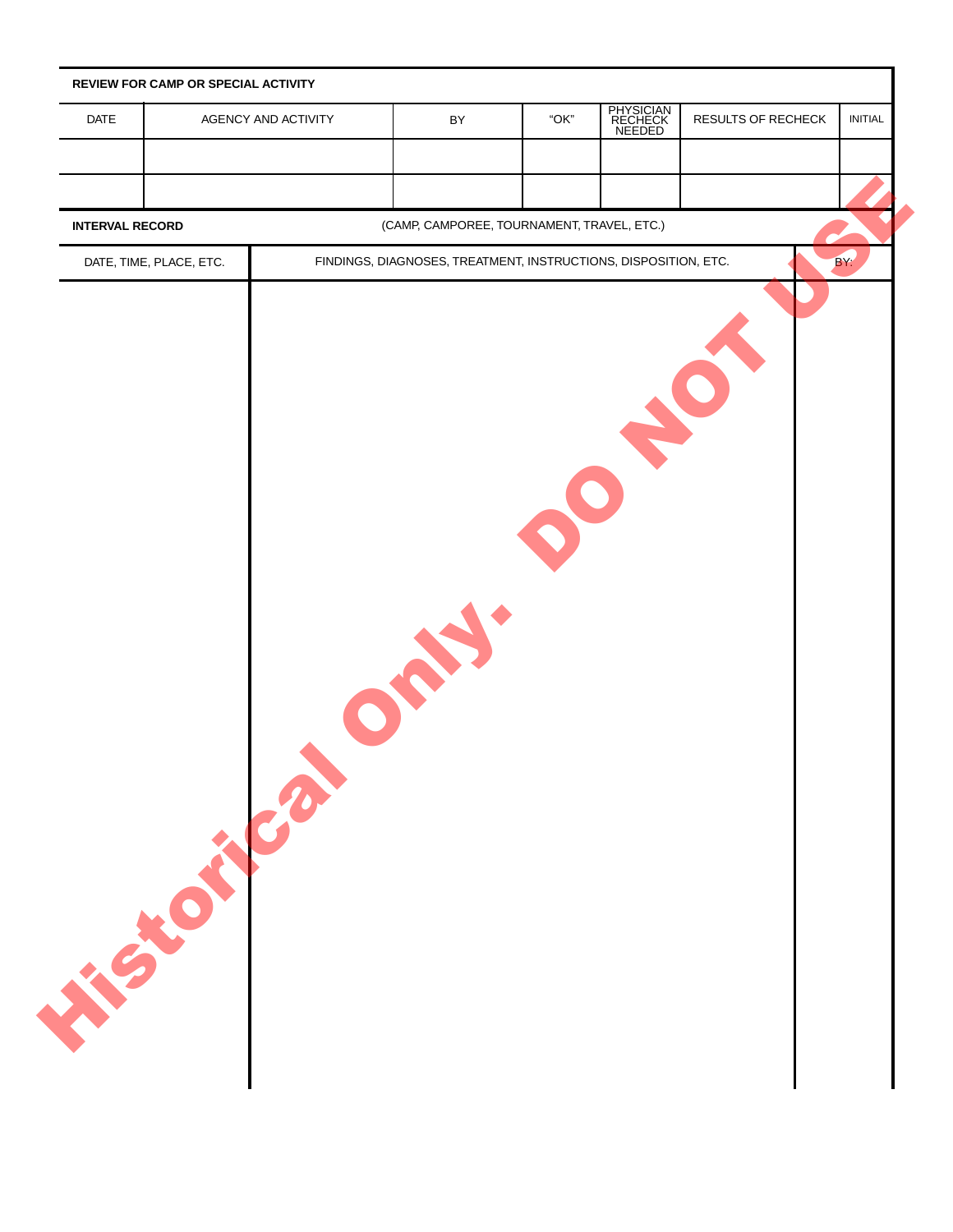**REVIEW FOR CAMP OR SPECIAL ACTIVITY**

| DATE | AGENCY AND ACTIVITY | BY | "OK" | PHYSICIAN RECHECK NEEDED | RESULTS OF RECHECK | INITIAL |
|---|---|---|---|---|---|---|
| | | | | | | |
| | | | | | | |

**INTERVAL RECORD** (CAMP, CAMPOREE, TOURNAMENT, TRAVEL, ETC.)

| DATE, TIME, PLACE, ETC. | FINDINGS, DIAGNOSES, TREATMENT, INSTRUCTIONS, DISPOSITION, ETC. | BY: |
|---|---|---|
| | | |

Historical Only. DO NOT USE